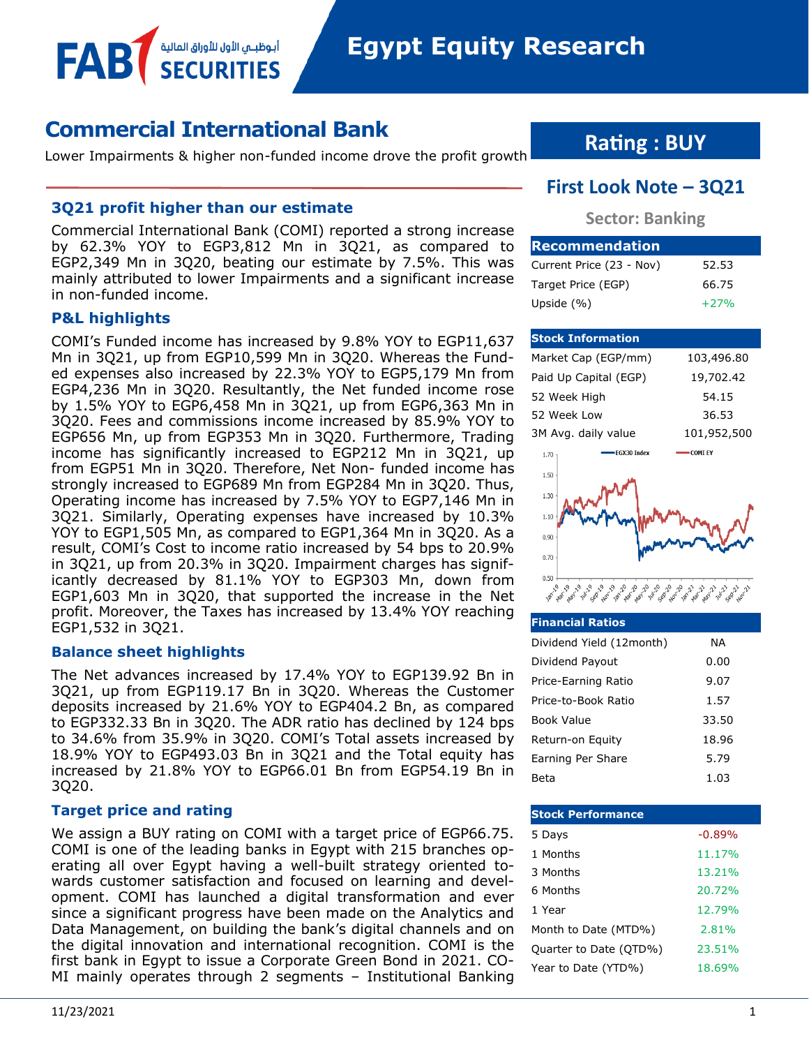FAB SECURITIES أبوظبي الأول للأوراق المالية

# Egypt Equity Research

## Commercial International Bank

Lower Impairments & higher non-funded income drove the profit growth

**Rating : BUY**

**First Look Note – 3Q21**

**Sector: Banking**

### 3Q21 profit higher than our estimate

Commercial International Bank (COMI) reported a strong increase by 62.3% YOY to EGP3,812 Mn in 3Q21, as compared to EGP2,349 Mn in 3Q20, beating our estimate by 7.5%. This was mainly attributed to lower Impairments and a significant increase in non-funded income.

### P&L highlights

COMI's Funded income has increased by 9.8% YOY to EGP11,637 Mn in 3Q21, up from EGP10,599 Mn in 3Q20. Whereas the Funded expenses also increased by 22.3% YOY to EGP5,179 Mn from EGP4,236 Mn in 3Q20. Resultantly, the Net funded income rose by 1.5% YOY to EGP6,458 Mn in 3Q21, up from EGP6,363 Mn in 3Q20. Fees and commissions income increased by 85.9% YOY to EGP656 Mn, up from EGP353 Mn in 3Q20. Furthermore, Trading income has significantly increased to EGP212 Mn in 3Q21, up from EGP51 Mn in 3Q20. Therefore, Net Non- funded income has strongly increased to EGP689 Mn from EGP284 Mn in 3Q20. Thus, Operating income has increased by 7.5% YOY to EGP7,146 Mn in 3Q21. Similarly, Operating expenses have increased by 10.3% YOY to EGP1,505 Mn, as compared to EGP1,364 Mn in 3Q20. As a result, COMI's Cost to income ratio increased by 54 bps to 20.9% in 3Q21, up from 20.3% in 3Q20. Impairment charges has significantly decreased by 81.1% YOY to EGP303 Mn, down from EGP1,603 Mn in 3Q20, that supported the increase in the Net profit. Moreover, the Taxes has increased by 13.4% YOY reaching EGP1,532 in 3Q21.

### Balance sheet highlights

The Net advances increased by 17.4% YOY to EGP139.92 Bn in 3Q21, up from EGP119.17 Bn in 3Q20. Whereas the Customer deposits increased by 21.6% YOY to EGP404.2 Bn, as compared to EGP332.33 Bn in 3Q20. The ADR ratio has declined by 124 bps to 34.6% from 35.9% in 3Q20. COMI's Total assets increased by 18.9% YOY to EGP493.03 Bn in 3Q21 and the Total equity has increased by 21.8% YOY to EGP66.01 Bn from EGP54.19 Bn in 3Q20.

### Target price and rating

We assign a BUY rating on COMI with a target price of EGP66.75. COMI is one of the leading banks in Egypt with 215 branches operating all over Egypt having a well-built strategy oriented towards customer satisfaction and focused on learning and development. COMI has launched a digital transformation and ever since a significant progress have been made on the Analytics and Data Management, on building the bank's digital channels and on the digital innovation and international recognition. COMI is the first bank in Egypt to issue a Corporate Green Bond in 2021. COMI mainly operates through 2 segments – Institutional Banking

| Recommendation | |
|---|---|
| Current Price (23 - Nov) | 52.53 |
| Target Price (EGP) | 66.75 |
| Upside (%) | +27% |

| Stock Information | |
|---|---|
| Market Cap (EGP/mm) | 103,496.80 |
| Paid Up Capital (EGP) | 19,702.42 |
| 52 Week High | 54.15 |
| 52 Week Low | 36.53 |
| 3M Avg. daily value | 101,952,500 |

| Financial Ratios | |
|---|---|
| Dividend Yield (12month) | NA |
| Dividend Payout | 0.00 |
| Price-Earning Ratio | 9.07 |
| Price-to-Book Ratio | 1.57 |
| Book Value | 33.50 |
| Return-on Equity | 18.96 |
| Earning Per Share | 5.79 |
| Beta | 1.03 |

| Stock Performance | |
|---|---|
| 5 Days | -0.89% |
| 1 Months | 11.17% |
| 3 Months | 13.21% |
| 6 Months | 20.72% |
| 1 Year | 12.79% |
| Month to Date (MTD%) | 2.81% |
| Quarter to Date (QTD%) | 23.51% |
| Year to Date (YTD%) | 18.69% |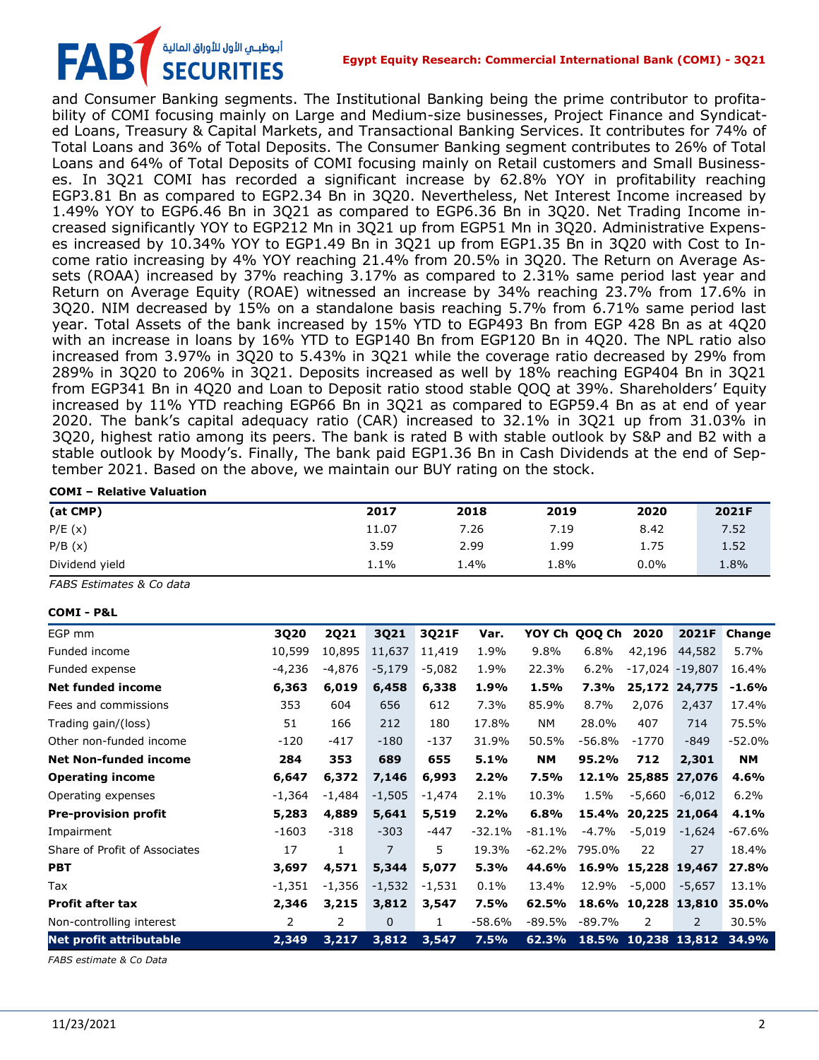and Consumer Banking segments. The Institutional Banking being the prime contributor to profitability of COMI focusing mainly on Large and Medium-size businesses, Project Finance and Syndicated Loans, Treasury & Capital Markets, and Transactional Banking Services. It contributes for 74% of Total Loans and 36% of Total Deposits. The Consumer Banking segment contributes to 26% of Total Loans and 64% of Total Deposits of COMI focusing mainly on Retail customers and Small Businesses. In 3Q21 COMI has recorded a significant increase by 62.8% YOY in profitability reaching EGP3.81 Bn as compared to EGP2.34 Bn in 3Q20. Nevertheless, Net Interest Income increased by 1.49% YOY to EGP6.46 Bn in 3Q21 as compared to EGP6.36 Bn in 3Q20. Net Trading Income increased significantly YOY to EGP212 Mn in 3Q21 up from EGP51 Mn in 3Q20. Administrative Expenses increased by 10.34% YOY to EGP1.49 Bn in 3Q21 up from EGP1.35 Bn in 3Q20 with Cost to Income ratio increasing by 4% YOY reaching 21.4% from 20.5% in 3Q20. The Return on Average Assets (ROAA) increased by 37% reaching 3.17% as compared to 2.31% same period last year and Return on Average Equity (ROAE) witnessed an increase by 34% reaching 23.7% from 17.6% in 3Q20. NIM decreased by 15% on a standalone basis reaching 5.7% from 6.71% same period last year. Total Assets of the bank increased by 15% YTD to EGP493 Bn from EGP 428 Bn as at 4Q20 with an increase in loans by 16% YTD to EGP140 Bn from EGP120 Bn in 4Q20. The NPL ratio also increased from 3.97% in 3Q20 to 5.43% in 3Q21 while the coverage ratio decreased by 29% from 289% in 3Q20 to 206% in 3Q21. Deposits increased as well by 18% reaching EGP404 Bn in 3Q21 from EGP341 Bn in 4Q20 and Loan to Deposit ratio stood stable QOQ at 39%. Shareholders' Equity increased by 11% YTD reaching EGP66 Bn in 3Q21 as compared to EGP59.4 Bn as at end of year 2020. The bank's capital adequacy ratio (CAR) increased to 32.1% in 3Q21 up from 31.03% in 3Q20, highest ratio among its peers. The bank is rated B with stable outlook by S&P and B2 with a stable outlook by Moody's. Finally, The bank paid EGP1.36 Bn in Cash Dividends at the end of September 2021. Based on the above, we maintain our BUY rating on the stock.

**COMI – Relative Valuation**

| (at CMP) | 2017 | 2018 | 2019 | 2020 | 2021F |
|---|---|---|---|---|---|
| P/E (x) | 11.07 | 7.26 | 7.19 | 8.42 | 7.52 |
| P/B (x) | 3.59 | 2.99 | 1.99 | 1.75 | 1.52 |
| Dividend yield | 1.1% | 1.4% | 1.8% | 0.0% | 1.8% |

*FABS Estimates & Co data*

**COMI - P&L**

| EGP mm | 3Q20 | 2Q21 | 3Q21 | 3Q21F | Var. | YOY Ch | QOQ Ch | 2020 | 2021F | Change |
|---|---|---|---|---|---|---|---|---|---|---|
| Funded income | 10,599 | 10,895 | 11,637 | 11,419 | 1.9% | 9.8% | 6.8% | 42,196 | 44,582 | 5.7% |
| Funded expense | -4,236 | -4,876 | -5,179 | -5,082 | 1.9% | 22.3% | 6.2% | -17,024 | -19,807 | 16.4% |
| **Net funded income** | **6,363** | **6,019** | **6,458** | **6,338** | **1.9%** | **1.5%** | **7.3%** | **25,172** | **24,775** | **-1.6%** |
| Fees and commissions | 353 | 604 | 656 | 612 | 7.3% | 85.9% | 8.7% | 2,076 | 2,437 | 17.4% |
| Trading gain/(loss) | 51 | 166 | 212 | 180 | 17.8% | NM | 28.0% | 407 | 714 | 75.5% |
| Other non-funded income | -120 | -417 | -180 | -137 | 31.9% | 50.5% | -56.8% | -1770 | -849 | -52.0% |
| **Net Non-funded income** | **284** | **353** | **689** | **655** | **5.1%** | **NM** | **95.2%** | **712** | **2,301** | **NM** |
| **Operating income** | **6,647** | **6,372** | **7,146** | **6,993** | **2.2%** | **7.5%** | **12.1%** | **25,885** | **27,076** | **4.6%** |
| Operating expenses | -1,364 | -1,484 | -1,505 | -1,474 | 2.1% | 10.3% | 1.5% | -5,660 | -6,012 | 6.2% |
| **Pre-provision profit** | **5,283** | **4,889** | **5,641** | **5,519** | **2.2%** | **6.8%** | **15.4%** | **20,225** | **21,064** | **4.1%** |
| Impairment | -1603 | -318 | -303 | -447 | -32.1% | -81.1% | -4.7% | -5,019 | -1,624 | -67.6% |
| Share of Profit of Associates | 17 | 1 | 7 | 5 | 19.3% | -62.2% | 795.0% | 22 | 27 | 18.4% |
| **PBT** | **3,697** | **4,571** | **5,344** | **5,077** | **5.3%** | **44.6%** | **16.9%** | **15,228** | **19,467** | **27.8%** |
| Tax | -1,351 | -1,356 | -1,532 | -1,531 | 0.1% | 13.4% | 12.9% | -5,000 | -5,657 | 13.1% |
| **Profit after tax** | **2,346** | **3,215** | **3,812** | **3,547** | **7.5%** | **62.5%** | **18.6%** | **10,228** | **13,810** | **35.0%** |
| Non-controlling interest | 2 | 2 | 0 | 1 | -58.6% | -89.5% | -89.7% | 2 | 2 | 30.5% |
| **Net profit attributable** | **2,349** | **3,217** | **3,812** | **3,547** | **7.5%** | **62.3%** | **18.5%** | **10,238** | **13,812** | **34.9%** |

*FABS estimate & Co Data*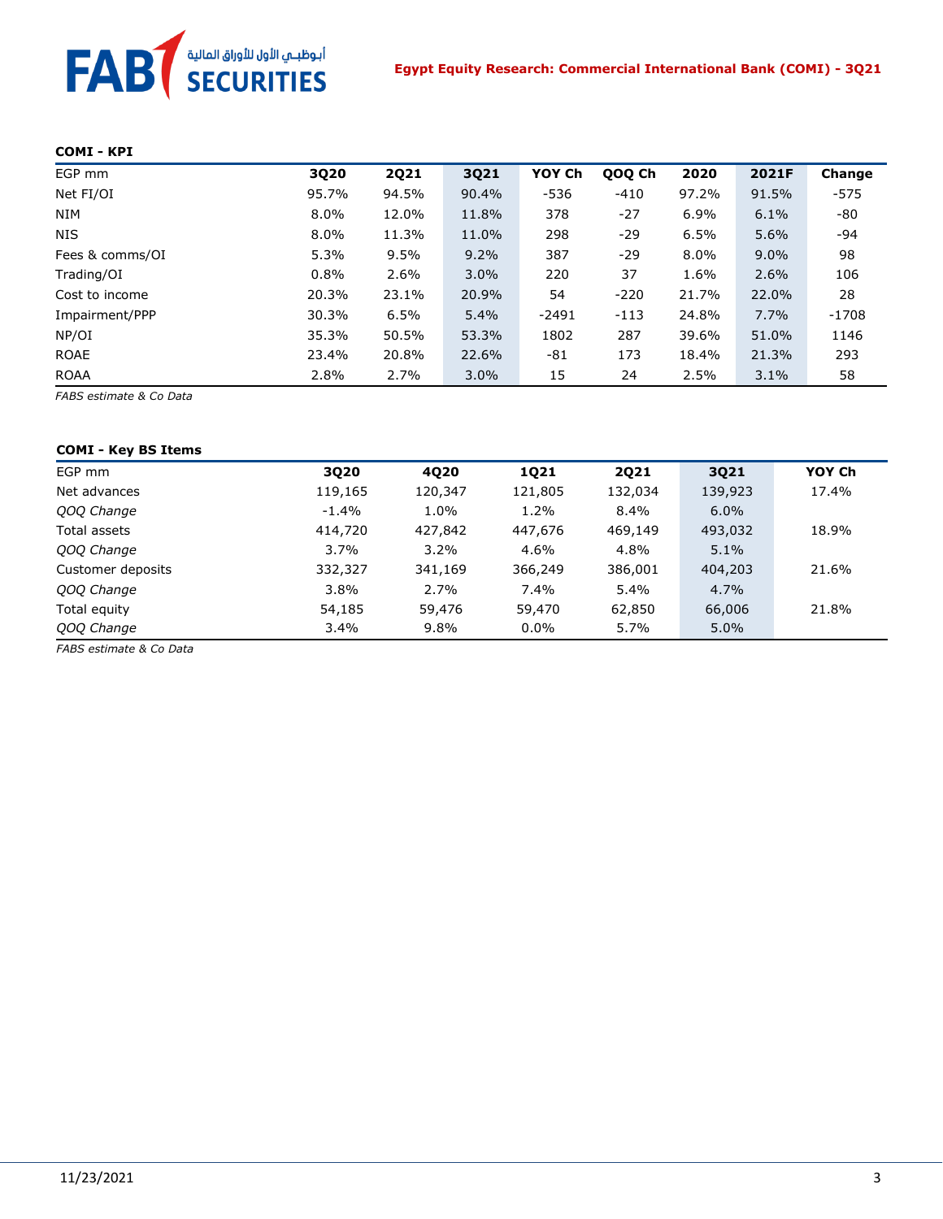**COMI - KPI**

| EGP mm | 3Q20 | 2Q21 | 3Q21 | YOY Ch | QOQ Ch | 2020 | 2021F | Change |
|---|---|---|---|---|---|---|---|---|
| Net FI/OI | 95.7% | 94.5% | 90.4% | -536 | -410 | 97.2% | 91.5% | -575 |
| NIM | 8.0% | 12.0% | 11.8% | 378 | -27 | 6.9% | 6.1% | -80 |
| NIS | 8.0% | 11.3% | 11.0% | 298 | -29 | 6.5% | 5.6% | -94 |
| Fees & comms/OI | 5.3% | 9.5% | 9.2% | 387 | -29 | 8.0% | 9.0% | 98 |
| Trading/OI | 0.8% | 2.6% | 3.0% | 220 | 37 | 1.6% | 2.6% | 106 |
| Cost to income | 20.3% | 23.1% | 20.9% | 54 | -220 | 21.7% | 22.0% | 28 |
| Impairment/PPP | 30.3% | 6.5% | 5.4% | -2491 | -113 | 24.8% | 7.7% | -1708 |
| NP/OI | 35.3% | 50.5% | 53.3% | 1802 | 287 | 39.6% | 51.0% | 1146 |
| ROAE | 23.4% | 20.8% | 22.6% | -81 | 173 | 18.4% | 21.3% | 293 |
| ROAA | 2.8% | 2.7% | 3.0% | 15 | 24 | 2.5% | 3.1% | 58 |

*FABS estimate & Co Data*

**COMI - Key BS Items**

| EGP mm | 3Q20 | 4Q20 | 1Q21 | 2Q21 | 3Q21 | YOY Ch |
|---|---|---|---|---|---|---|
| Net advances | 119,165 | 120,347 | 121,805 | 132,034 | 139,923 | 17.4% |
| *QOQ Change* | -1.4% | 1.0% | 1.2% | 8.4% | 6.0% | |
| Total assets | 414,720 | 427,842 | 447,676 | 469,149 | 493,032 | 18.9% |
| *QOQ Change* | 3.7% | 3.2% | 4.6% | 4.8% | 5.1% | |
| Customer deposits | 332,327 | 341,169 | 366,249 | 386,001 | 404,203 | 21.6% |
| *QOQ Change* | 3.8% | 2.7% | 7.4% | 5.4% | 4.7% | |
| Total equity | 54,185 | 59,476 | 59,470 | 62,850 | 66,006 | 21.8% |
| *QOQ Change* | 3.4% | 9.8% | 0.0% | 5.7% | 5.0% | |

*FABS estimate & Co Data*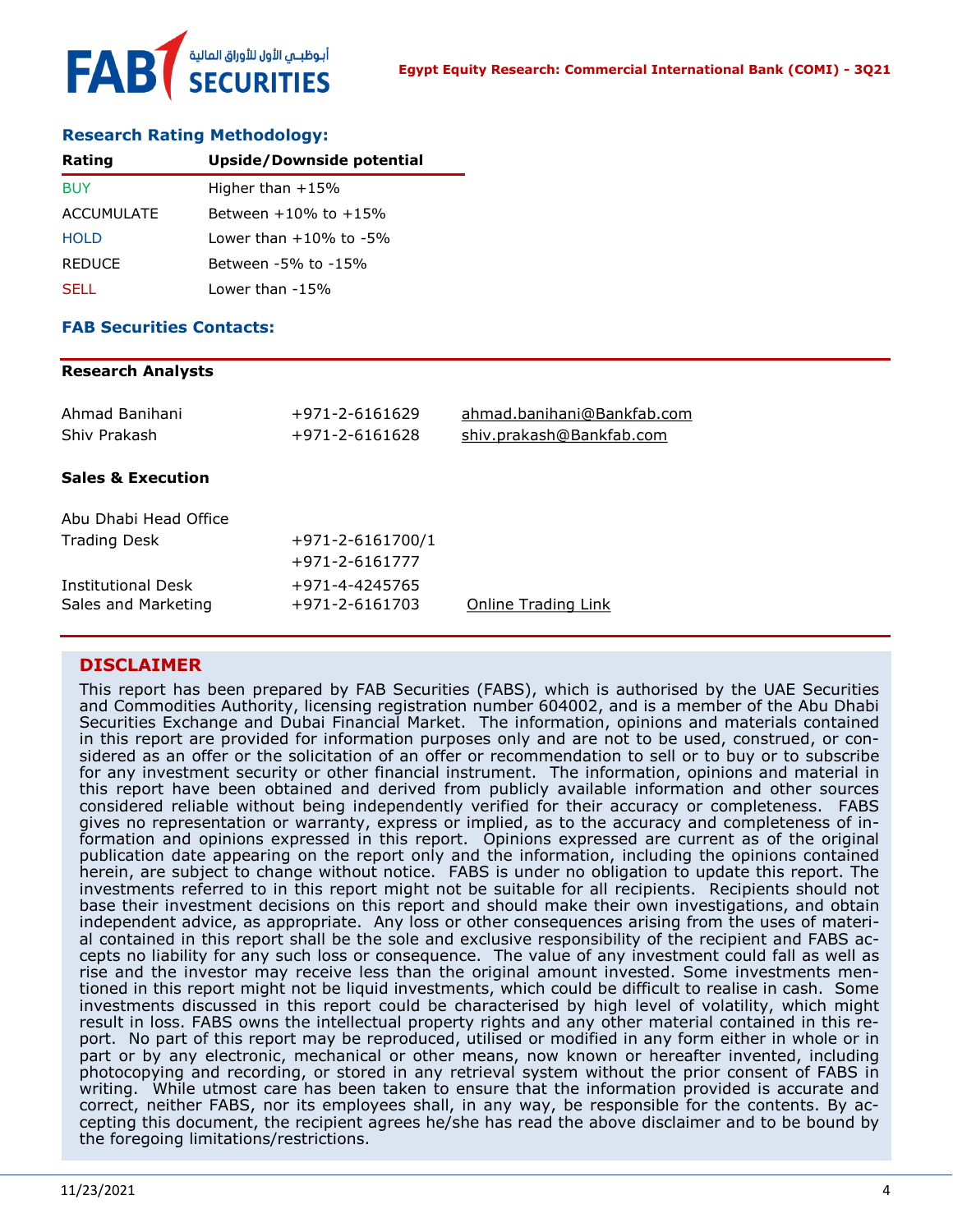## Research Rating Methodology:

| Rating | Upside/Downside potential |
|---|---|
| BUY | Higher than +15% |
| ACCUMULATE | Between +10% to +15% |
| HOLD | Lower than +10% to -5% |
| REDUCE | Between -5% to -15% |
| SELL | Lower than -15% |

## FAB Securities Contacts:

**Research Analysts**

| | | |
|---|---|---|
| Ahmad Banihani | +971-2-6161629 | ahmad.banihani@Bankfab.com |
| Shiv Prakash | +971-2-6161628 | shiv.prakash@Bankfab.com |

**Sales & Execution**

| | | |
|---|---|---|
| Abu Dhabi Head Office | | |
| Trading Desk | +971-2-6161700/1 | |
| | +971-2-6161777 | |
| Institutional Desk | +971-4-4245765 | |
| Sales and Marketing | +971-2-6161703 | Online Trading Link |

## DISCLAIMER

This report has been prepared by FAB Securities (FABS), which is authorised by the UAE Securities and Commodities Authority, licensing registration number 604002, and is a member of the Abu Dhabi Securities Exchange and Dubai Financial Market. The information, opinions and materials contained in this report are provided for information purposes only and are not to be used, construed, or considered as an offer or the solicitation of an offer or recommendation to sell or to buy or to subscribe for any investment security or other financial instrument. The information, opinions and material in this report have been obtained and derived from publicly available information and other sources considered reliable without being independently verified for their accuracy or completeness. FABS gives no representation or warranty, express or implied, as to the accuracy and completeness of information and opinions expressed in this report. Opinions expressed are current as of the original publication date appearing on the report only and the information, including the opinions contained herein, are subject to change without notice. FABS is under no obligation to update this report. The investments referred to in this report might not be suitable for all recipients. Recipients should not base their investment decisions on this report and should make their own investigations, and obtain independent advice, as appropriate. Any loss or other consequences arising from the uses of material contained in this report shall be the sole and exclusive responsibility of the recipient and FABS accepts no liability for any such loss or consequence. The value of any investment could fall as well as rise and the investor may receive less than the original amount invested. Some investments mentioned in this report might not be liquid investments, which could be difficult to realise in cash. Some investments discussed in this report could be characterised by high level of volatility, which might result in loss. FABS owns the intellectual property rights and any other material contained in this report. No part of this report may be reproduced, utilised or modified in any form either in whole or in part or by any electronic, mechanical or other means, now known or hereafter invented, including photocopying and recording, or stored in any retrieval system without the prior consent of FABS in writing. While utmost care has been taken to ensure that the information provided is accurate and correct, neither FABS, nor its employees shall, in any way, be responsible for the contents. By accepting this document, the recipient agrees he/she has read the above disclaimer and to be bound by the foregoing limitations/restrictions.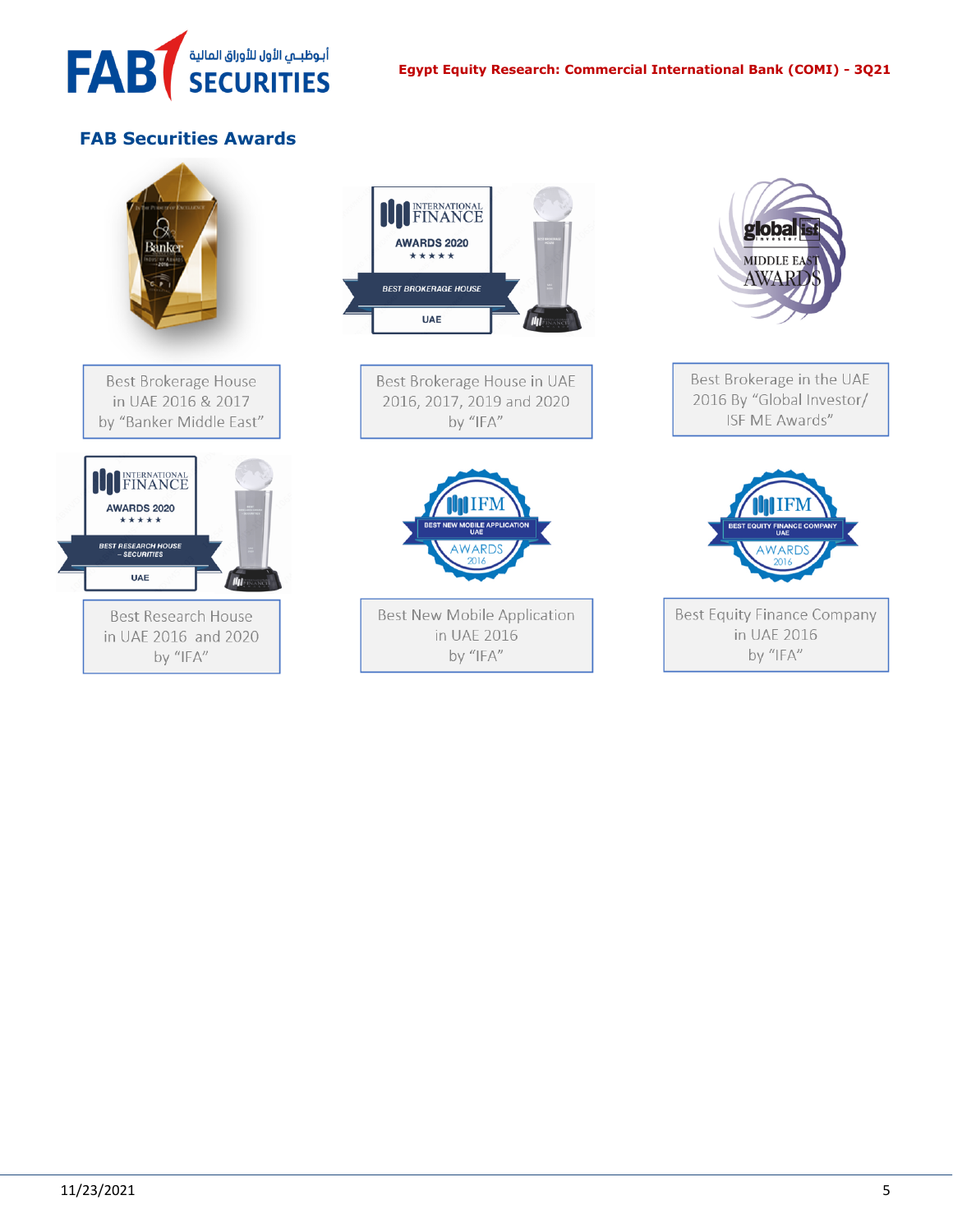## FAB Securities Awards

Best Brokerage House in UAE 2016 & 2017 by "Banker Middle East"

Best Brokerage House in UAE 2016, 2017, 2019 and 2020 by "IFA"

Best Brokerage in the UAE 2016 By "Global Investor/ ISF ME Awards"

Best Research House in UAE 2016 and 2020 by "IFA"

Best New Mobile Application in UAE 2016 by "IFA"

Best Equity Finance Company in UAE 2016 by "IFA"